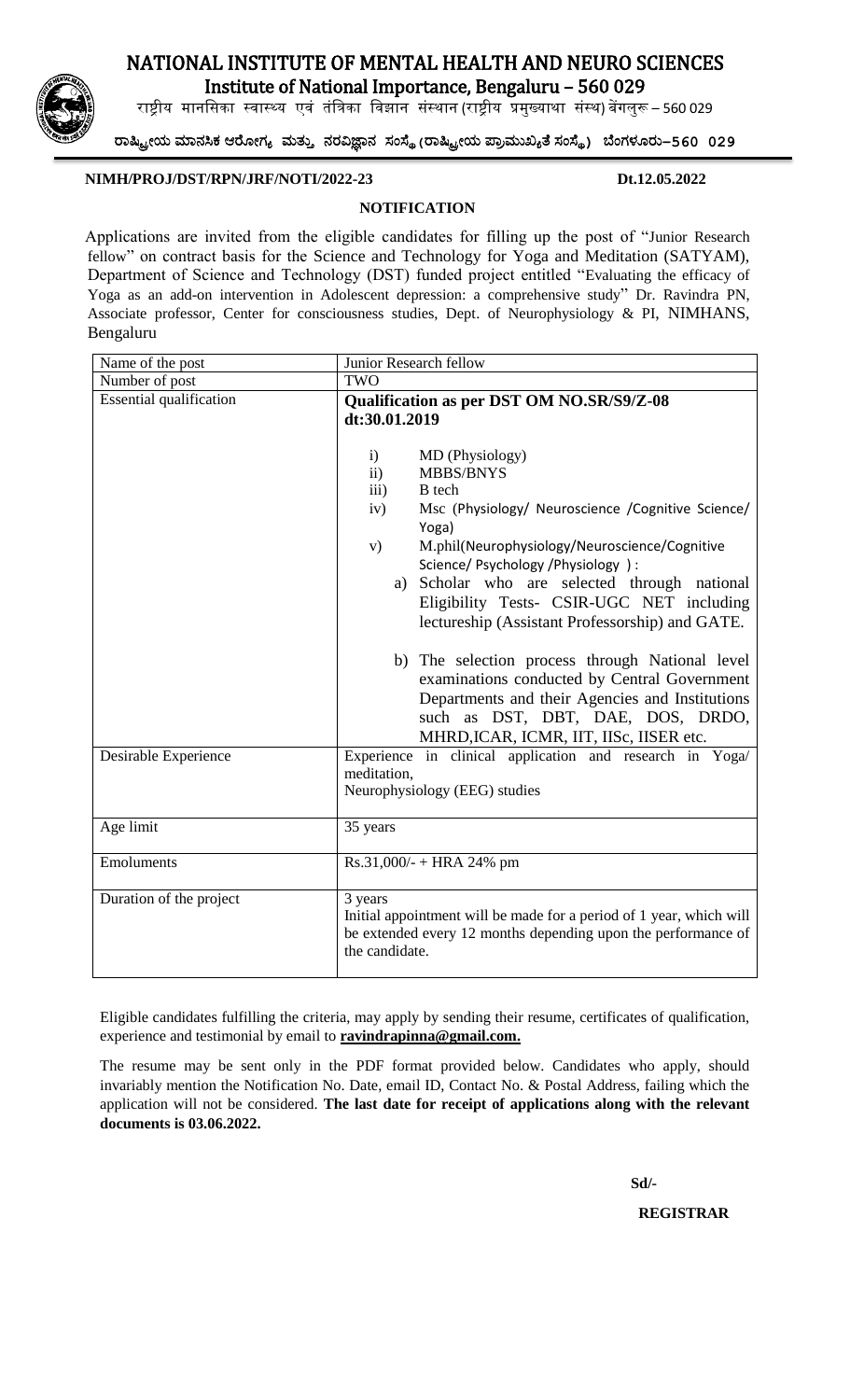# NATIONAL INSTITUTE OF MENTAL HEALTH AND NEURO SCIENCES

**Institute of National Importance, Bengaluru – 560 029**

राष्ट्रीय मानसिका स्वास्थ्य एवं तंत्रिका विज्ञान संस्थान (राष्ट्रीय प्रमुख्याथा संस्थ) बेंगलूरू – 560 029

**ರಾಷ್ಟ್ರೀಯ ಮಾನಸಿಕ ಆರೋಗ್ಯ ಮತ್ತು ನರವಿಜ್ಞಾನ ಸಂಸ್ಥೆ (ರಾಷ್ಟ್ರೀಯ ಪ್ರಾಮುಖ್ಯತೆ ಸಂಸ್ಥೆ) ಬೆಂಗಳೂರು–560 029**

**NIMH/PROJ/DST/RPN/JRF/NOTI/2022-23** **Dt.12.05.2022**

## NOTIFICATION

Applications are invited from the eligible candidates for filling up the post of "Junior Research fellow" on contract basis for the Science and Technology for Yoga and Meditation (SATYAM), Department of Science and Technology (DST) funded project entitled "Evaluating the efficacy of Yoga as an add-on intervention in Adolescent depression: a comprehensive study" Dr. Ravindra PN, Associate professor, Center for consciousness studies, Dept. of Neurophysiology & PI, NIMHANS, Bengaluru

| Name of the post | Junior Research fellow |
|---|---|
| Number of post | TWO |
| Essential qualification | **Qualification as per DST OM NO.SR/S9/Z-08 dt:30.01.2019**<br><br>i) MD (Physiology)<br>ii) MBBS/BNYS<br>iii) B tech<br>iv) Msc (Physiology/ Neuroscience /Cognitive Science/ Yoga)<br>v) M.phil(Neurophysiology/Neuroscience/Cognitive Science/ Psychology /Physiology ) :<br>a) Scholar who are selected through national Eligibility Tests- CSIR-UGC NET including lectureship (Assistant Professorship) and GATE.<br><br>b) The selection process through National level examinations conducted by Central Government Departments and their Agencies and Institutions such as DST, DBT, DAE, DOS, DRDO, MHRD,ICAR, ICMR, IIT, IISc, IISER etc. |
| Desirable Experience | Experience in clinical application and research in Yoga/ meditation,<br>Neurophysiology (EEG) studies |
| Age limit | 35 years |
| Emoluments | Rs.31,000/- + HRA 24% pm |
| Duration of the project | 3 years<br>Initial appointment will be made for a period of 1 year, which will be extended every 12 months depending upon the performance of the candidate. |

Eligible candidates fulfilling the criteria, may apply by sending their resume, certificates of qualification, experience and testimonial by email to **ravindrapinna@gmail.com.**

The resume may be sent only in the PDF format provided below. Candidates who apply, should invariably mention the Notification No. Date, email ID, Contact No. & Postal Address, failing which the application will not be considered. **The last date for receipt of applications along with the relevant documents is 03.06.2022.**

**Sd/-**

**REGISTRAR**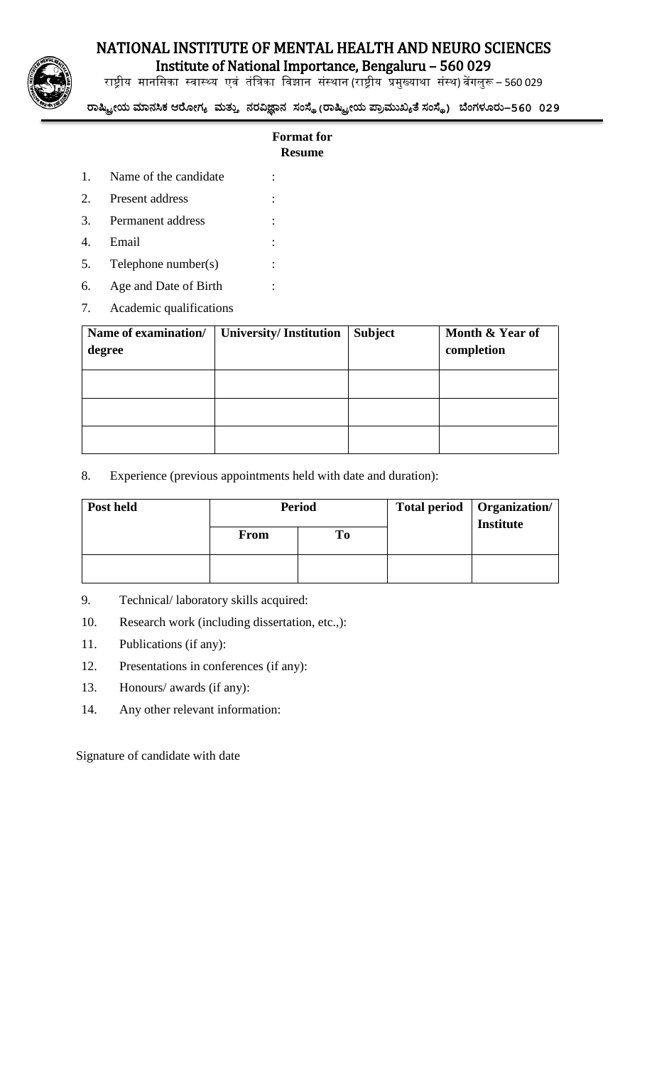# NATIONAL INSTITUTE OF MENTAL HEALTH AND NEURO SCIENCES

Institute of National Importance, Bengaluru – 560 029

राष्ट्रीय मानसिका स्वास्थ्य एवं तंत्रिका विज्ञान संस्थान (राष्ट्रीय प्रमुख्याथा संस्थ) बेंगलुरू – 560 029

ರಾಷ್ಟ್ರೀಯ ಮಾನಸಿಕ ಆರೋಗ್ಯ ಮತ್ತು ನರವಿಜ್ಞಾನ ಸಂಸ್ಥೆ (ರಾಷ್ಟ್ರೀಯ ಪ್ರಾಮುಖ್ಯತೆ ಸಂಸ್ಥೆ) ಬೆಂಗಳೂರು–560 029

**Format for Resume**

1. Name of the candidate :
2. Present address :
3. Permanent address :
4. Email :
5. Telephone number(s) :
6. Age and Date of Birth :
7. Academic qualifications

| Name of examination/ degree | University/ Institution | Subject | Month & Year of completion |
|---|---|---|---|
| | | | |
| | | | |
| | | | |

8. Experience (previous appointments held with date and duration):

| Post held | Period | | Total period | Organization/ Institute |
|---|---|---|---|---|
| | From | To | | |
| | | | | |

9. Technical/ laboratory skills acquired:
10. Research work (including dissertation, etc.,):
11. Publications (if any):
12. Presentations in conferences (if any):
13. Honours/ awards (if any):
14. Any other relevant information:

Signature of candidate with date